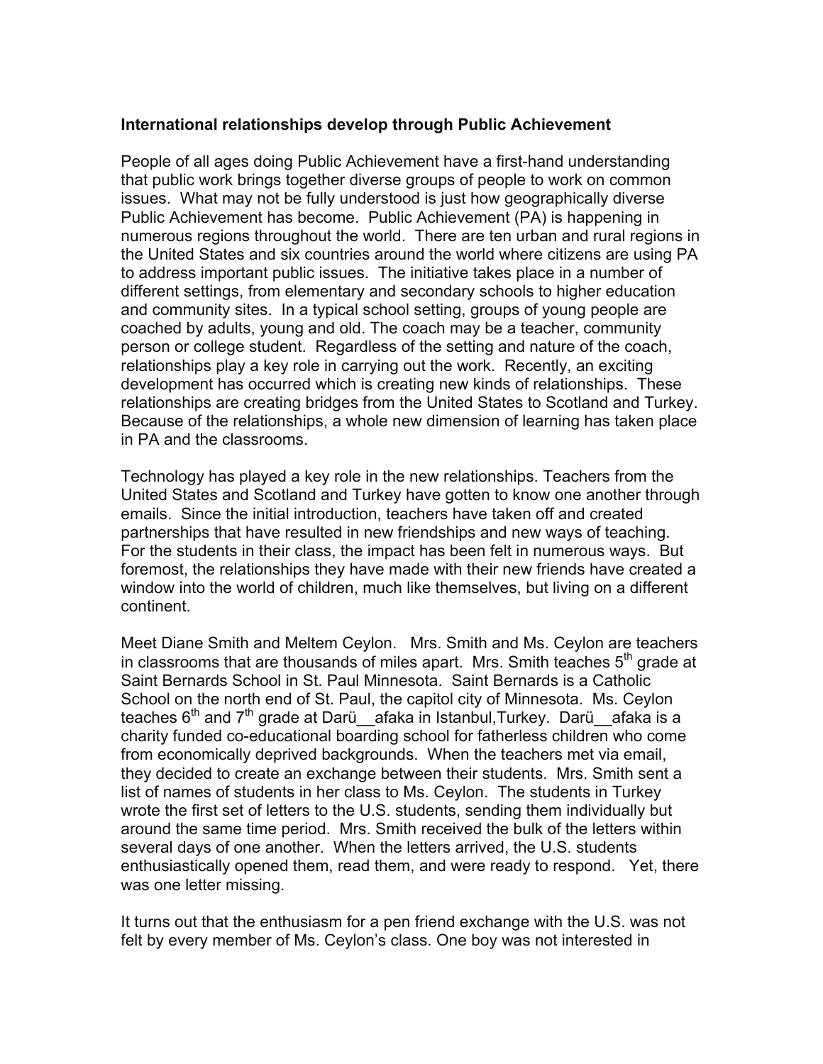**International relationships develop through Public Achievement**

People of all ages doing Public Achievement have a first-hand understanding that public work brings together diverse groups of people to work on common issues. What may not be fully understood is just how geographically diverse Public Achievement has become. Public Achievement (PA) is happening in numerous regions throughout the world. There are ten urban and rural regions in the United States and six countries around the world where citizens are using PA to address important public issues. The initiative takes place in a number of different settings, from elementary and secondary schools to higher education and community sites. In a typical school setting, groups of young people are coached by adults, young and old. The coach may be a teacher, community person or college student. Regardless of the setting and nature of the coach, relationships play a key role in carrying out the work. Recently, an exciting development has occurred which is creating new kinds of relationships. These relationships are creating bridges from the United States to Scotland and Turkey. Because of the relationships, a whole new dimension of learning has taken place in PA and the classrooms.

Technology has played a key role in the new relationships. Teachers from the United States and Scotland and Turkey have gotten to know one another through emails. Since the initial introduction, teachers have taken off and created partnerships that have resulted in new friendships and new ways of teaching. For the students in their class, the impact has been felt in numerous ways. But foremost, the relationships they have made with their new friends have created a window into the world of children, much like themselves, but living on a different continent.

Meet Diane Smith and Meltem Ceylon. Mrs. Smith and Ms. Ceylon are teachers in classrooms that are thousands of miles apart. Mrs. Smith teaches 5th grade at Saint Bernards School in St. Paul Minnesota. Saint Bernards is a Catholic School on the north end of St. Paul, the capitol city of Minnesota. Ms. Ceylon teaches 6th and 7th grade at Darü__afaka in Istanbul,Turkey. Darü__afaka is a charity funded co-educational boarding school for fatherless children who come from economically deprived backgrounds. When the teachers met via email, they decided to create an exchange between their students. Mrs. Smith sent a list of names of students in her class to Ms. Ceylon. The students in Turkey wrote the first set of letters to the U.S. students, sending them individually but around the same time period. Mrs. Smith received the bulk of the letters within several days of one another. When the letters arrived, the U.S. students enthusiastically opened them, read them, and were ready to respond. Yet, there was one letter missing.

It turns out that the enthusiasm for a pen friend exchange with the U.S. was not felt by every member of Ms. Ceylon's class. One boy was not interested in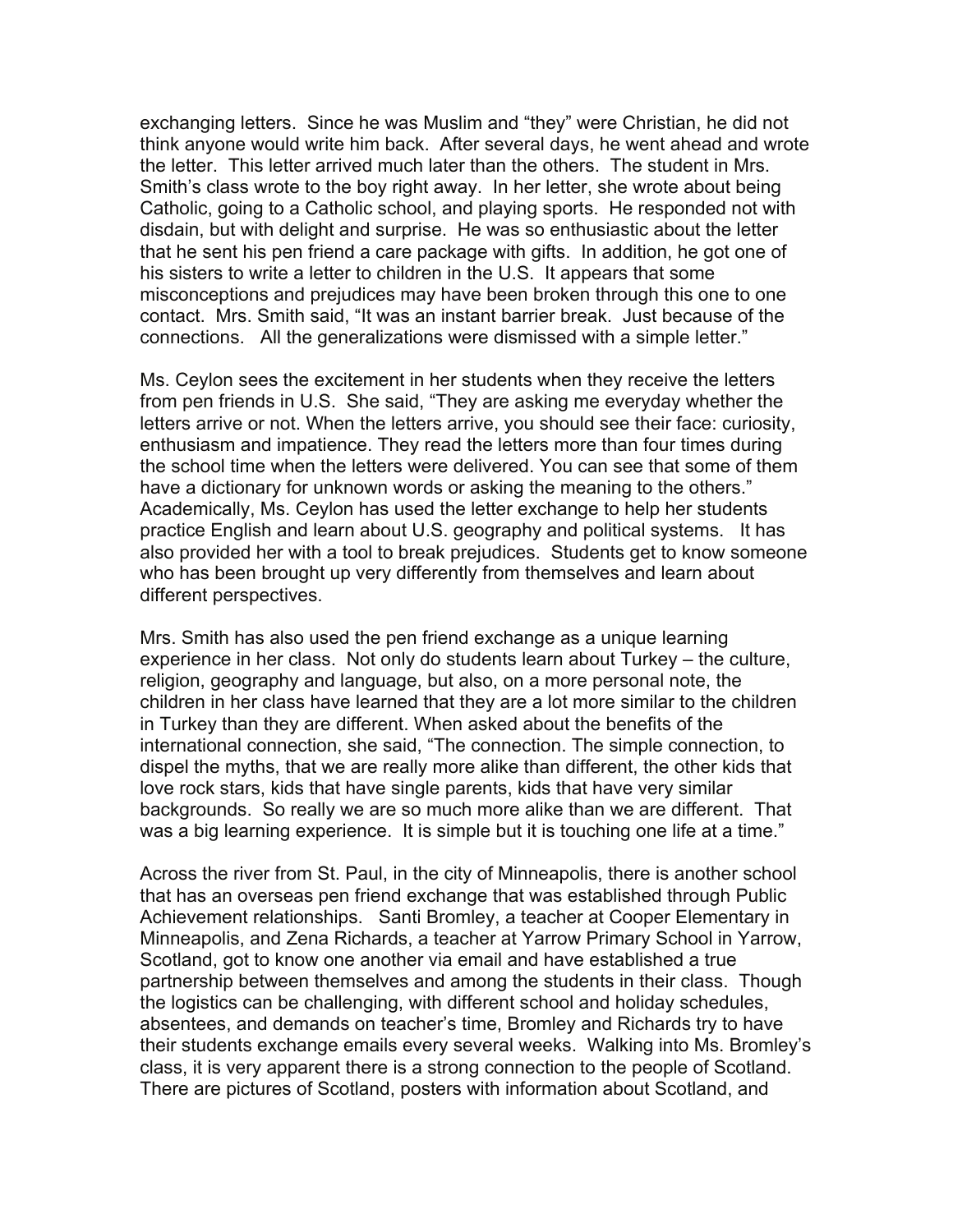exchanging letters. Since he was Muslim and "they" were Christian, he did not think anyone would write him back. After several days, he went ahead and wrote the letter. This letter arrived much later than the others. The student in Mrs. Smith's class wrote to the boy right away. In her letter, she wrote about being Catholic, going to a Catholic school, and playing sports. He responded not with disdain, but with delight and surprise. He was so enthusiastic about the letter that he sent his pen friend a care package with gifts. In addition, he got one of his sisters to write a letter to children in the U.S. It appears that some misconceptions and prejudices may have been broken through this one to one contact. Mrs. Smith said, "It was an instant barrier break. Just because of the connections. All the generalizations were dismissed with a simple letter."

Ms. Ceylon sees the excitement in her students when they receive the letters from pen friends in U.S. She said, "They are asking me everyday whether the letters arrive or not. When the letters arrive, you should see their face: curiosity, enthusiasm and impatience. They read the letters more than four times during the school time when the letters were delivered. You can see that some of them have a dictionary for unknown words or asking the meaning to the others." Academically, Ms. Ceylon has used the letter exchange to help her students practice English and learn about U.S. geography and political systems. It has also provided her with a tool to break prejudices. Students get to know someone who has been brought up very differently from themselves and learn about different perspectives.

Mrs. Smith has also used the pen friend exchange as a unique learning experience in her class. Not only do students learn about Turkey – the culture, religion, geography and language, but also, on a more personal note, the children in her class have learned that they are a lot more similar to the children in Turkey than they are different. When asked about the benefits of the international connection, she said, "The connection. The simple connection, to dispel the myths, that we are really more alike than different, the other kids that love rock stars, kids that have single parents, kids that have very similar backgrounds. So really we are so much more alike than we are different. That was a big learning experience. It is simple but it is touching one life at a time."

Across the river from St. Paul, in the city of Minneapolis, there is another school that has an overseas pen friend exchange that was established through Public Achievement relationships. Santi Bromley, a teacher at Cooper Elementary in Minneapolis, and Zena Richards, a teacher at Yarrow Primary School in Yarrow, Scotland, got to know one another via email and have established a true partnership between themselves and among the students in their class. Though the logistics can be challenging, with different school and holiday schedules, absentees, and demands on teacher's time, Bromley and Richards try to have their students exchange emails every several weeks. Walking into Ms. Bromley's class, it is very apparent there is a strong connection to the people of Scotland. There are pictures of Scotland, posters with information about Scotland, and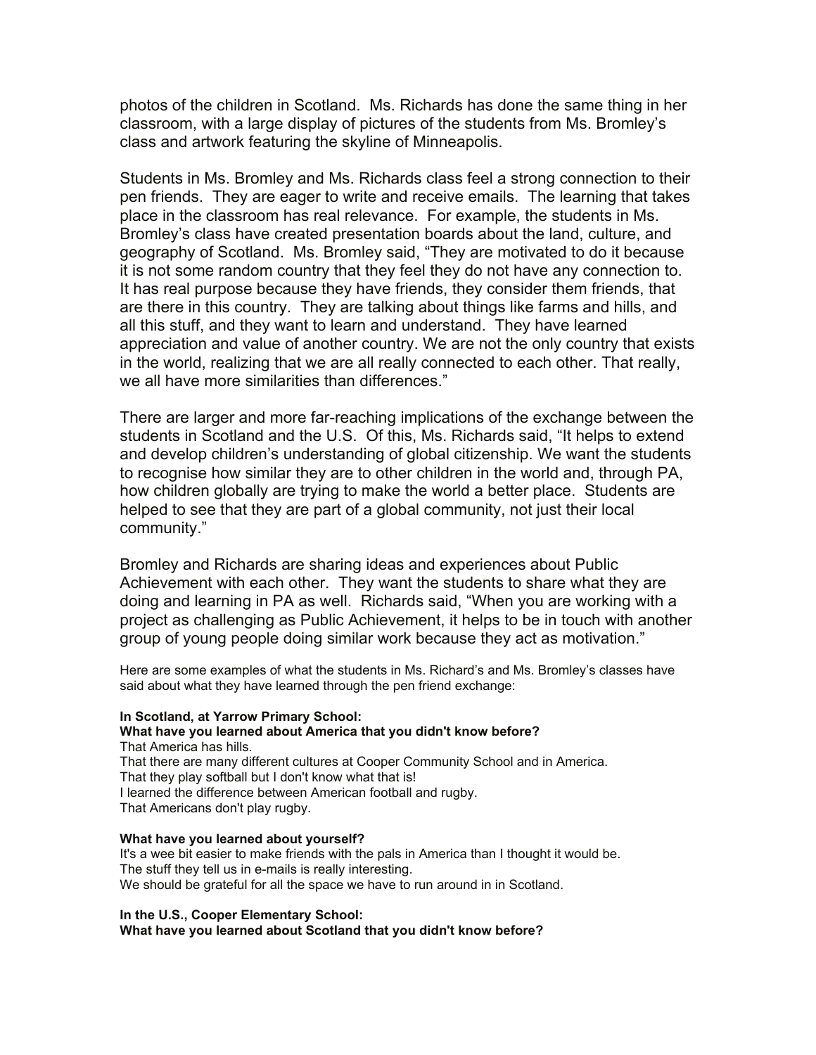photos of the children in Scotland. Ms. Richards has done the same thing in her classroom, with a large display of pictures of the students from Ms. Bromley's class and artwork featuring the skyline of Minneapolis.

Students in Ms. Bromley and Ms. Richards class feel a strong connection to their pen friends. They are eager to write and receive emails. The learning that takes place in the classroom has real relevance. For example, the students in Ms. Bromley's class have created presentation boards about the land, culture, and geography of Scotland. Ms. Bromley said, "They are motivated to do it because it is not some random country that they feel they do not have any connection to. It has real purpose because they have friends, they consider them friends, that are there in this country. They are talking about things like farms and hills, and all this stuff, and they want to learn and understand. They have learned appreciation and value of another country. We are not the only country that exists in the world, realizing that we are all really connected to each other. That really, we all have more similarities than differences."

There are larger and more far-reaching implications of the exchange between the students in Scotland and the U.S. Of this, Ms. Richards said, "It helps to extend and develop children's understanding of global citizenship. We want the students to recognise how similar they are to other children in the world and, through PA, how children globally are trying to make the world a better place. Students are helped to see that they are part of a global community, not just their local community."

Bromley and Richards are sharing ideas and experiences about Public Achievement with each other. They want the students to share what they are doing and learning in PA as well. Richards said, "When you are working with a project as challenging as Public Achievement, it helps to be in touch with another group of young people doing similar work because they act as motivation."

Here are some examples of what the students in Ms. Richard's and Ms. Bromley's classes have said about what they have learned through the pen friend exchange:

**In Scotland, at Yarrow Primary School:**
**What have you learned about America that you didn't know before?**
That America has hills.
That there are many different cultures at Cooper Community School and in America.
That they play softball but I don't know what that is!
I learned the difference between American football and rugby.
That Americans don't play rugby.

**What have you learned about yourself?**
It's a wee bit easier to make friends with the pals in America than I thought it would be.
The stuff they tell us in e-mails is really interesting.
We should be grateful for all the space we have to run around in in Scotland.

**In the U.S., Cooper Elementary School:**
**What have you learned about Scotland that you didn't know before?**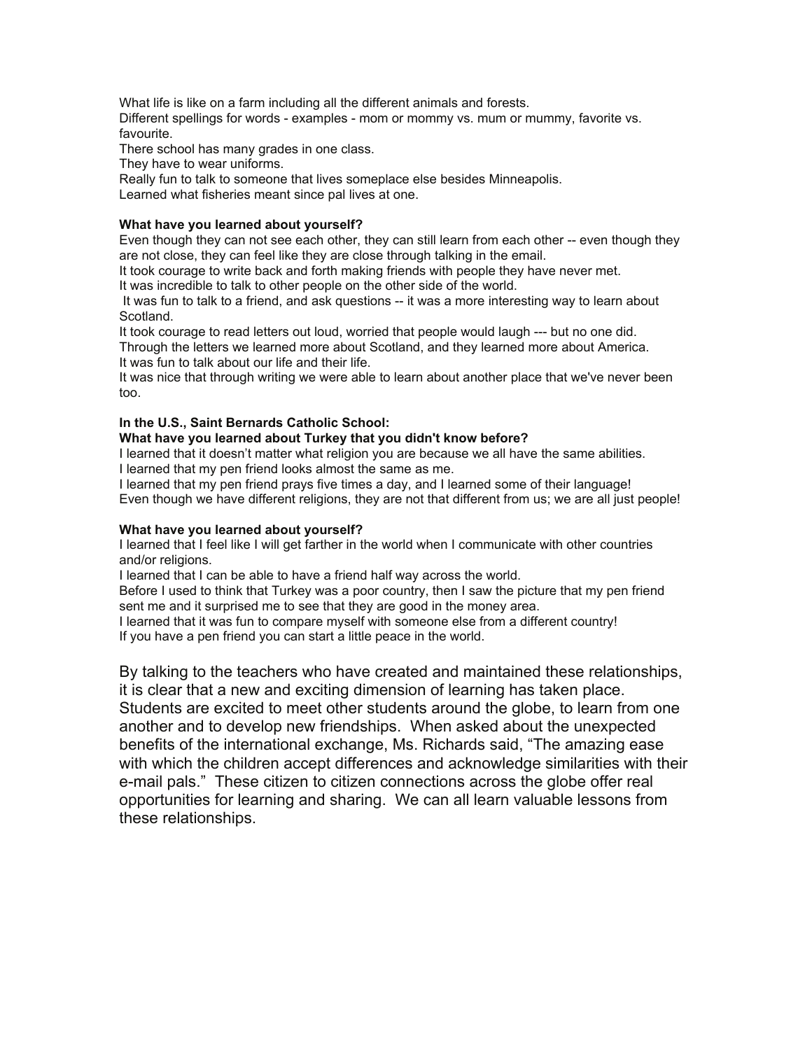What life is like on a farm including all the different animals and forests.
Different spellings for words - examples - mom or mommy vs. mum or mummy, favorite vs. favourite.
There school has many grades in one class.
They have to wear uniforms.
Really fun to talk to someone that lives someplace else besides Minneapolis.
Learned what fisheries meant since pal lives at one.

**What have you learned about yourself?**

Even though they can not see each other, they can still learn from each other -- even though they are not close, they can feel like they are close through talking in the email.
It took courage to write back and forth making friends with people they have never met.
It was incredible to talk to other people on the other side of the world.
It was fun to talk to a friend, and ask questions -- it was a more interesting way to learn about Scotland.
It took courage to read letters out loud, worried that people would laugh --- but no one did.
Through the letters we learned more about Scotland, and they learned more about America.
It was fun to talk about our life and their life.
It was nice that through writing we were able to learn about another place that we've never been too.

**In the U.S., Saint Bernards Catholic School:**

**What have you learned about Turkey that you didn't know before?**

I learned that it doesn't matter what religion you are because we all have the same abilities.
I learned that my pen friend looks almost the same as me.
I learned that my pen friend prays five times a day, and I learned some of their language!
Even though we have different religions, they are not that different from us; we are all just people!

**What have you learned about yourself?**

I learned that I feel like I will get farther in the world when I communicate with other countries and/or religions.
I learned that I can be able to have a friend half way across the world.
Before I used to think that Turkey was a poor country, then I saw the picture that my pen friend sent me and it surprised me to see that they are good in the money area.
I learned that it was fun to compare myself with someone else from a different country!
If you have a pen friend you can start a little peace in the world.

By talking to the teachers who have created and maintained these relationships, it is clear that a new and exciting dimension of learning has taken place. Students are excited to meet other students around the globe, to learn from one another and to develop new friendships. When asked about the unexpected benefits of the international exchange, Ms. Richards said, "The amazing ease with which the children accept differences and acknowledge similarities with their e-mail pals." These citizen to citizen connections across the globe offer real opportunities for learning and sharing. We can all learn valuable lessons from these relationships.